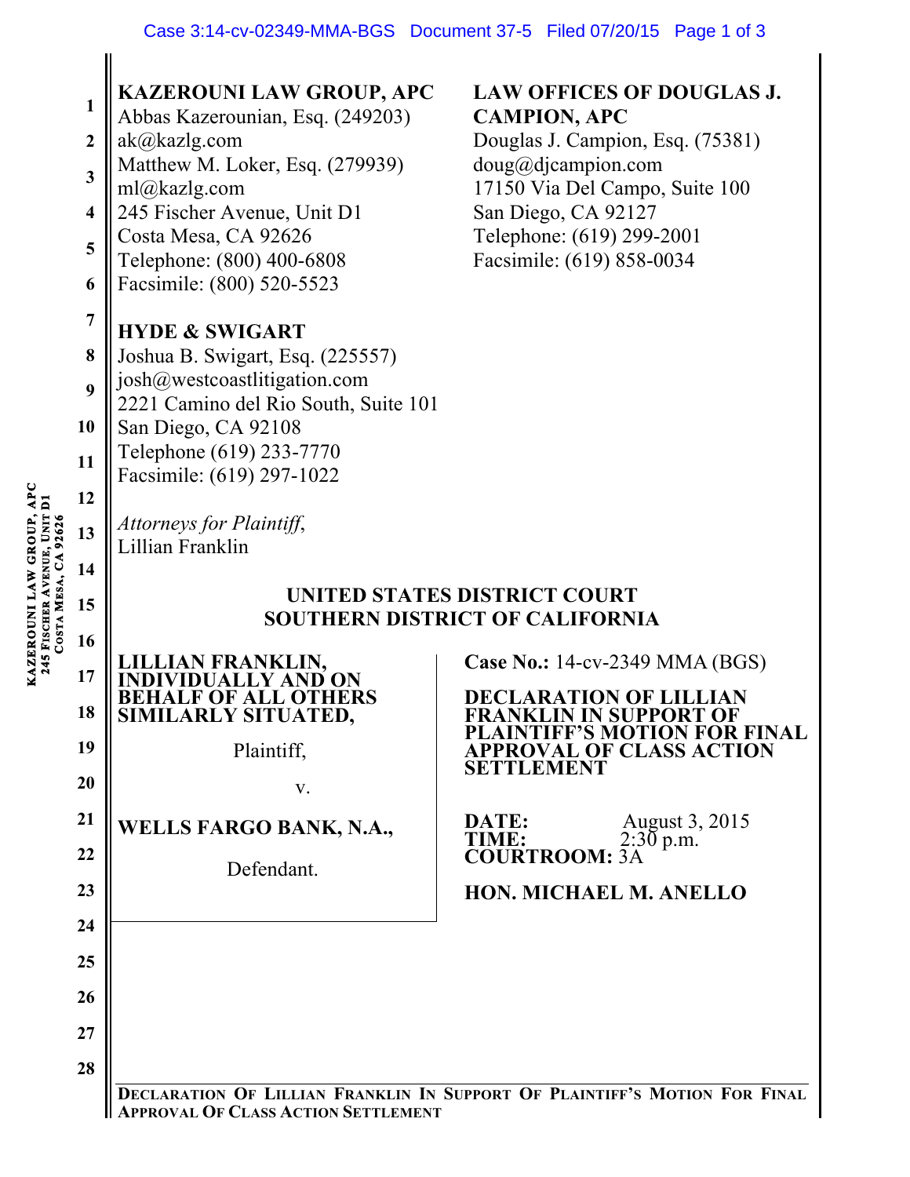**KAZEROUNI LAW GROUP, APC**
Abbas Kazerounian, Esq. (249203)
ak@kazlg.com
Matthew M. Loker, Esq. (279939)
ml@kazlg.com
245 Fischer Avenue, Unit D1
Costa Mesa, CA 92626
Telephone: (800) 400-6808
Facsimile: (800) 520-5523

**LAW OFFICES OF DOUGLAS J. CAMPION, APC**
Douglas J. Campion, Esq. (75381)
doug@djcampion.com
17150 Via Del Campo, Suite 100
San Diego, CA 92127
Telephone: (619) 299-2001
Facsimile: (619) 858-0034

**HYDE & SWIGART**
Joshua B. Swigart, Esq. (225557)
josh@westcoastlitigation.com
2221 Camino del Rio South, Suite 101
San Diego, CA 92108
Telephone (619) 233-7770
Facsimile: (619) 297-1022

*Attorneys for Plaintiff,*
Lillian Franklin

## UNITED STATES DISTRICT COURT
## SOUTHERN DISTRICT OF CALIFORNIA

**LILLIAN FRANKLIN, INDIVIDUALLY AND ON BEHALF OF ALL OTHERS SIMILARLY SITUATED,**

Plaintiff,

v.

**WELLS FARGO BANK, N.A.,**

Defendant.

**Case No.:** 14-cv-2349 MMA (BGS)

**DECLARATION OF LILLIAN FRANKLIN IN SUPPORT OF PLAINTIFF'S MOTION FOR FINAL APPROVAL OF CLASS ACTION SETTLEMENT**

**DATE:** August 3, 2015
**TIME:** 2:30 p.m.
**COURTROOM:** 3A

**HON. MICHAEL M. ANELLO**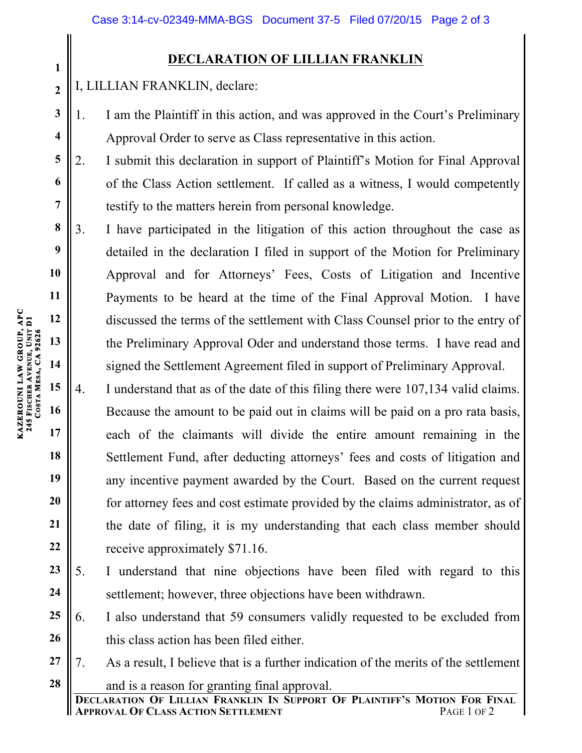## DECLARATION OF LILLIAN FRANKLIN

I, LILLIAN FRANKLIN, declare:

1. I am the Plaintiff in this action, and was approved in the Court's Preliminary Approval Order to serve as Class representative in this action.
2. I submit this declaration in support of Plaintiff's Motion for Final Approval of the Class Action settlement. If called as a witness, I would competently testify to the matters herein from personal knowledge.
3. I have participated in the litigation of this action throughout the case as detailed in the declaration I filed in support of the Motion for Preliminary Approval and for Attorneys' Fees, Costs of Litigation and Incentive Payments to be heard at the time of the Final Approval Motion. I have discussed the terms of the settlement with Class Counsel prior to the entry of the Preliminary Approval Oder and understand those terms. I have read and signed the Settlement Agreement filed in support of Preliminary Approval.
4. I understand that as of the date of this filing there were 107,134 valid claims. Because the amount to be paid out in claims will be paid on a pro rata basis, each of the claimants will divide the entire amount remaining in the Settlement Fund, after deducting attorneys' fees and costs of litigation and any incentive payment awarded by the Court. Based on the current request for attorney fees and cost estimate provided by the claims administrator, as of the date of filing, it is my understanding that each class member should receive approximately $71.16.
5. I understand that nine objections have been filed with regard to this settlement; however, three objections have been withdrawn.
6. I also understand that 59 consumers validly requested to be excluded from this class action has been filed either.
7. As a result, I believe that is a further indication of the merits of the settlement and is a reason for granting final approval.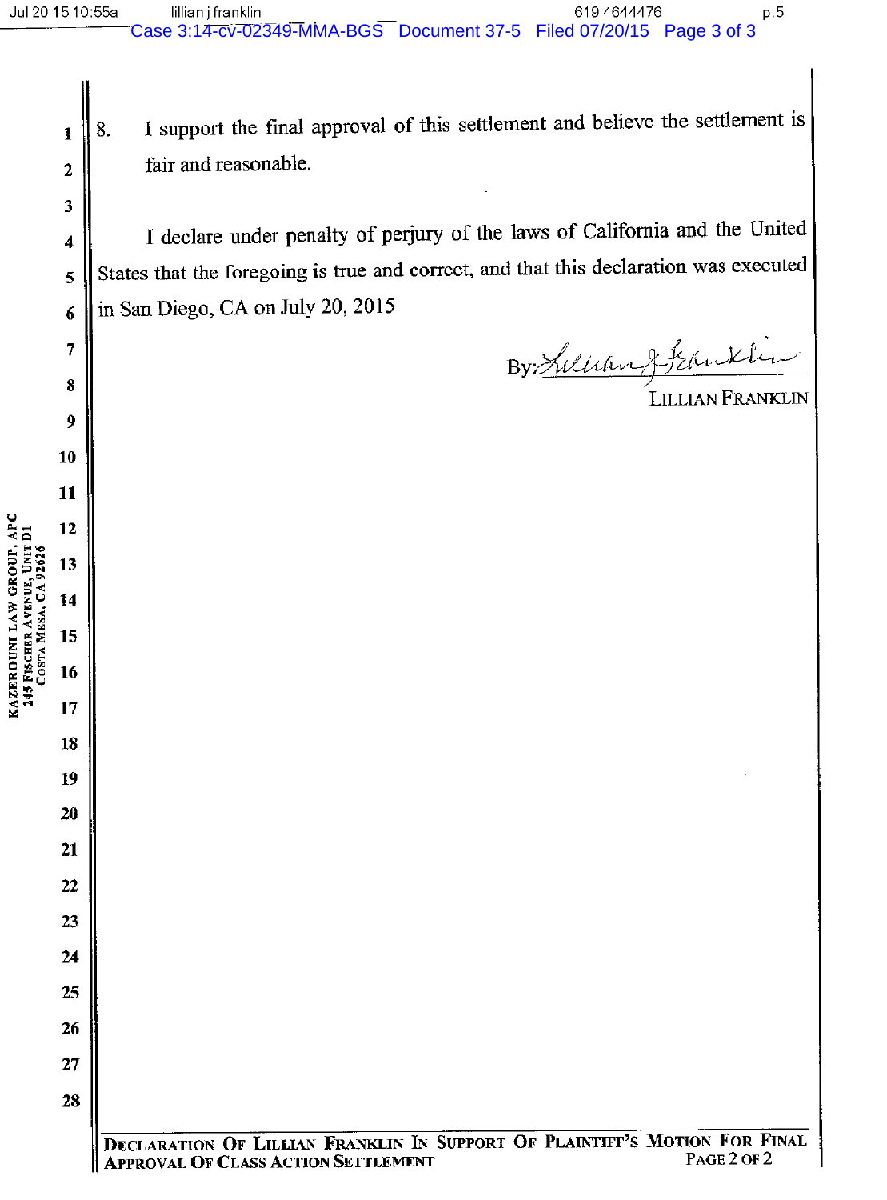8. I support the final approval of this settlement and believe the settlement is fair and reasonable.

I declare under penalty of perjury of the laws of California and the United States that the foregoing is true and correct, and that this declaration was executed in San Diego, CA on July 20, 2015

By: Lillian J Franklin

LILLIAN FRANKLIN